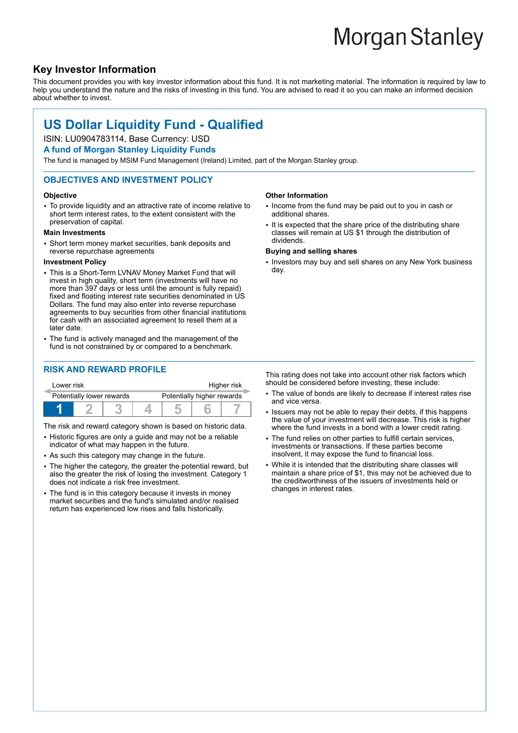Morgan Stanley

# Key Investor Information

This document provides you with key investor information about this fund. It is not marketing material. The information is required by law to help you understand the nature and the risks of investing in this fund. You are advised to read it so you can make an informed decision about whether to invest.

## US Dollar Liquidity Fund - Qualified

ISIN: LU0904783114, Base Currency: USD

**A fund of Morgan Stanley Liquidity Funds**

The fund is managed by MSIM Fund Management (Ireland) Limited, part of the Morgan Stanley group.

### OBJECTIVES AND INVESTMENT POLICY

**Objective**

- To provide liquidity and an attractive rate of income relative to short term interest rates, to the extent consistent with the preservation of capital.

**Main Investments**

- Short term money market securities, bank deposits and reverse repurchase agreements

**Investment Policy**

- This is a Short-Term LVNAV Money Market Fund that will invest in high quality, short term (investments will have no more than 397 days or less until the amount is fully repaid) fixed and floating interest rate securities denominated in US Dollars. The fund may also enter into reverse repurchase agreements to buy securities from other financial institutions for cash with an associated agreement to resell them at a later date.
- The fund is actively managed and the management of the fund is not constrained by or compared to a benchmark.

**Other Information**

- Income from the fund may be paid out to you in cash or additional shares.
- It is expected that the share price of the distributing share classes will remain at US $1 through the distribution of dividends.

**Buying and selling shares**

- Investors may buy and sell shares on any New York business day.

### RISK AND REWARD PROFILE

Lower risk — Higher risk

Potentially lower rewards — Potentially higher rewards

| | | | | | | |
|---|---|---|---|---|---|---|
| **1** | 2 | 3 | 4 | 5 | 6 | 7 |

The risk and reward category shown is based on historic data.

- Historic figures are only a guide and may not be a reliable indicator of what may happen in the future.
- As such this category may change in the future.
- The higher the category, the greater the potential reward, but also the greater the risk of losing the investment. Category 1 does not indicate a risk free investment.
- The fund is in this category because it invests in money market securities and the fund's simulated and/or realised return has experienced low rises and falls historically.

This rating does not take into account other risk factors which should be considered before investing, these include:

- The value of bonds are likely to decrease if interest rates rise and vice versa.
- Issuers may not be able to repay their debts, if this happens the value of your investment will decrease. This risk is higher where the fund invests in a bond with a lower credit rating.
- The fund relies on other parties to fulfill certain services, investments or transactions. If these parties become insolvent, it may expose the fund to financial loss.
- While it is intended that the distributing share classes will maintain a share price of $1, this may not be achieved due to the creditworthiness of the issuers of investments held or changes in interest rates.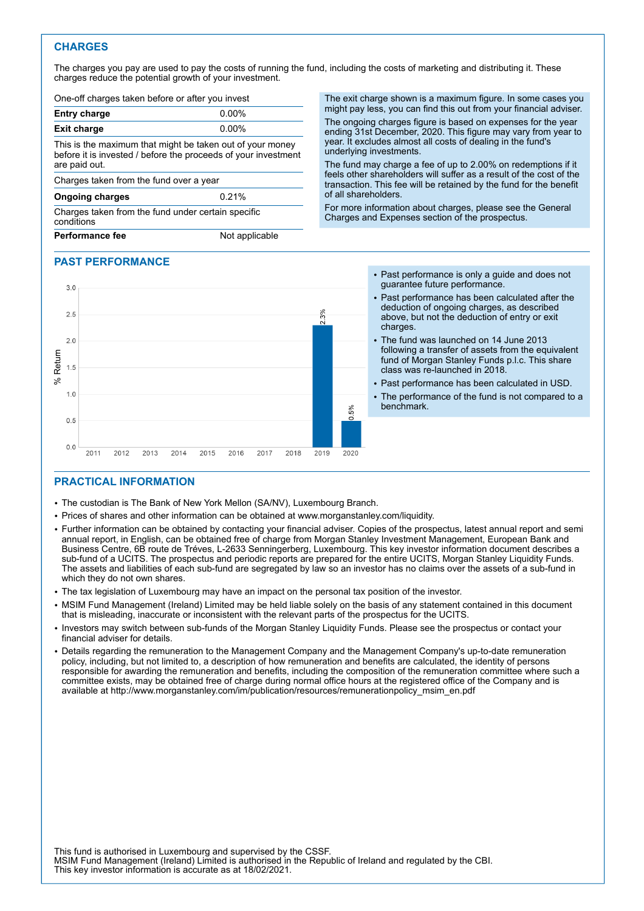## CHARGES

The charges you pay are used to pay the costs of running the fund, including the costs of marketing and distributing it. These charges reduce the potential growth of your investment.

| One-off charges taken before or after you invest | |
|---|---|
| **Entry charge** | 0.00% |
| **Exit charge** | 0.00% |
| This is the maximum that might be taken out of your money before it is invested / before the proceeds of your investment are paid out. | |
| Charges taken from the fund over a year | |
| **Ongoing charges** | 0.21% |
| Charges taken from the fund under certain specific conditions | |
| **Performance fee** | Not applicable |

The exit charge shown is a maximum figure. In some cases you might pay less, you can find this out from your financial adviser.

The ongoing charges figure is based on expenses for the year ending 31st December, 2020. This figure may vary from year to year. It excludes almost all costs of dealing in the fund's underlying investments.

The fund may charge a fee of up to 2.00% on redemptions if it feels other shareholders will suffer as a result of the cost of the transaction. This fee will be retained by the fund for the benefit of all shareholders.

For more information about charges, please see the General Charges and Expenses section of the prospectus.

## PAST PERFORMANCE

% Return

3.0
2.5
2.0
1.5
1.0
0.5
0.0

2011 2012 2013 2014 2015 2016 2017 2018 2019 2020

2.3%
0.5%

- Past performance is only a guide and does not guarantee future performance.
- Past performance has been calculated after the deduction of ongoing charges, as described above, but not the deduction of entry or exit charges.
- The fund was launched on 14 June 2013 following a transfer of assets from the equivalent fund of Morgan Stanley Funds p.l.c. This share class was re-launched in 2018.
- Past performance has been calculated in USD.
- The performance of the fund is not compared to a benchmark.

## PRACTICAL INFORMATION

- The custodian is The Bank of New York Mellon (SA/NV), Luxembourg Branch.
- Prices of shares and other information can be obtained at www.morganstanley.com/liquidity.
- Further information can be obtained by contacting your financial adviser. Copies of the prospectus, latest annual report and semi annual report, in English, can be obtained free of charge from Morgan Stanley Investment Management, European Bank and Business Centre, 6B route de Trèves, L-2633 Senningerberg, Luxembourg. This key investor information document describes a sub-fund of a UCITS. The prospectus and periodic reports are prepared for the entire UCITS, Morgan Stanley Liquidity Funds. The assets and liabilities of each sub-fund are segregated by law so an investor has no claims over the assets of a sub-fund in which they do not own shares.
- The tax legislation of Luxembourg may have an impact on the personal tax position of the investor.
- MSIM Fund Management (Ireland) Limited may be held liable solely on the basis of any statement contained in this document that is misleading, inaccurate or inconsistent with the relevant parts of the prospectus for the UCITS.
- Investors may switch between sub-funds of the Morgan Stanley Liquidity Funds. Please see the prospectus or contact your financial adviser for details.
- Details regarding the remuneration to the Management Company and the Management Company's up-to-date remuneration policy, including, but not limited to, a description of how remuneration and benefits are calculated, the identity of persons responsible for awarding the remuneration and benefits, including the composition of the remuneration committee where such a committee exists, may be obtained free of charge during normal office hours at the registered office of the Company and is available at http://www.morganstanley.com/im/publication/resources/remunerationpolicy_msim_en.pdf

This fund is authorised in Luxembourg and supervised by the CSSF.
MSIM Fund Management (Ireland) Limited is authorised in the Republic of Ireland and regulated by the CBI.
This key investor information is accurate as at 18/02/2021.